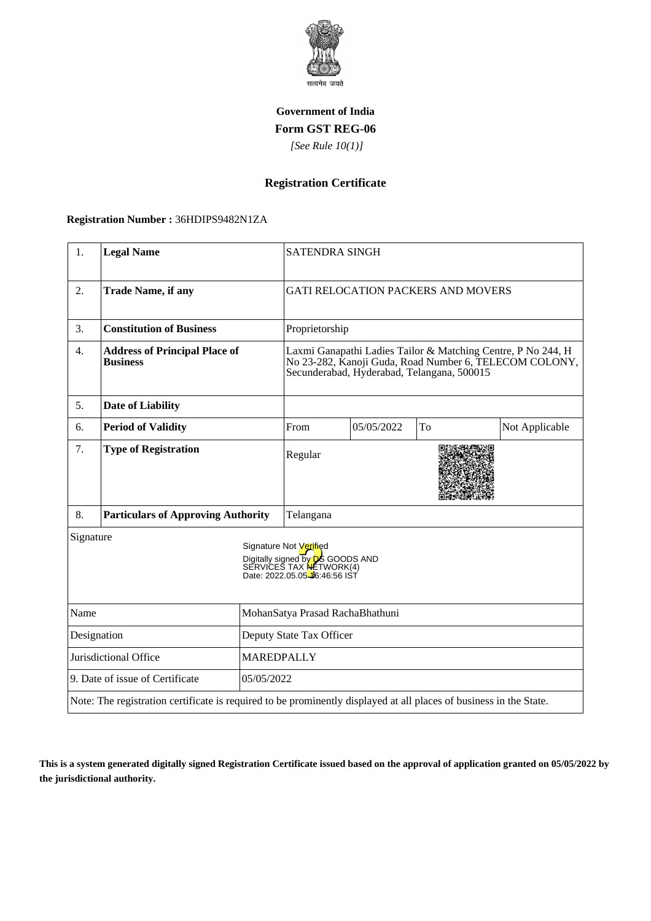सत्यमेव जयते

**Government of India**

**Form GST REG-06**

*[See Rule 10(1)]*

## Registration Certificate

**Registration Number :** 36HDIPS9482N1ZA

| | | | | | |
|---|---|---|---|---|---|
| 1. | **Legal Name** | SATENDRA SINGH | | | |
| 2. | **Trade Name, if any** | GATI RELOCATION PACKERS AND MOVERS | | | |
| 3. | **Constitution of Business** | Proprietorship | | | |
| 4. | **Address of Principal Place of Business** | Laxmi Ganapathi Ladies Tailor & Matching Centre, P No 244, H No 23-282, Kanoji Guda, Road Number 6, TELECOM COLONY, Secunderabad, Hyderabad, Telangana, 500015 | | | |
| 5. | **Date of Liability** | | | | |
| 6. | **Period of Validity** | From | 05/05/2022 | To | Not Applicable |
| 7. | **Type of Registration** | Regular | | | |
| 8. | **Particulars of Approving Authority** | Telangana | | | |

Signature

Signature Not Verified
Digitally signed by DS GOODS AND SERVICES TAX NETWORK(4)
Date: 2022.05.05 16:46:56 IST

| | |
|---|---|
| Name | MohanSatya Prasad RachaBhathuni |
| Designation | Deputy State Tax Officer |
| Jurisdictional Office | MAREDPALLY |
| 9. Date of issue of Certificate | 05/05/2022 |

Note: The registration certificate is required to be prominently displayed at all places of business in the State.

**This is a system generated digitally signed Registration Certificate issued based on the approval of application granted on 05/05/2022 by the jurisdictional authority.**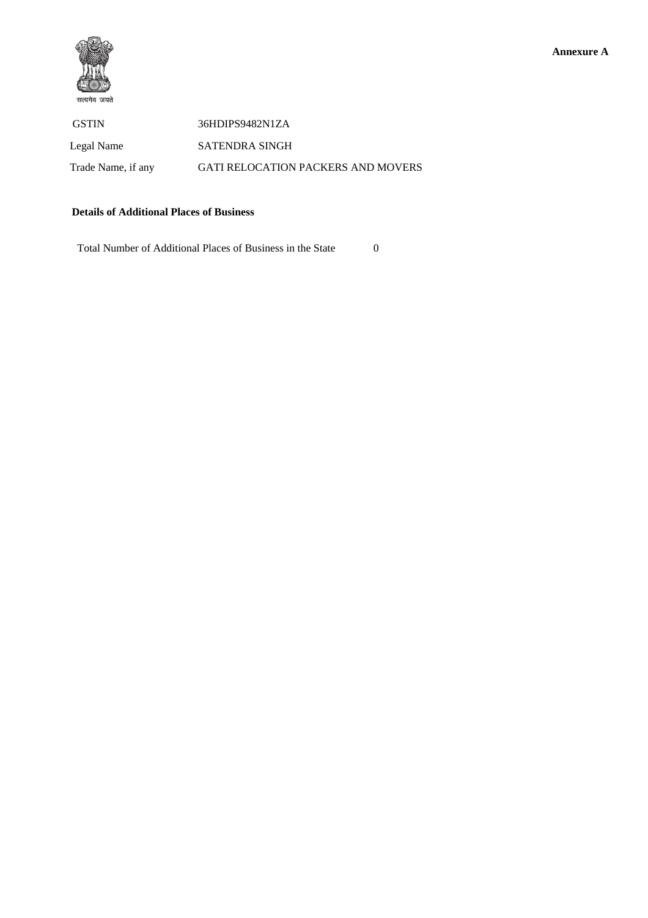**Annexure A**

सत्यमेव जयते

| | |
|---|---|
| GSTIN | 36HDIPS9482N1ZA |
| Legal Name | SATENDRA SINGH |
| Trade Name, if any | GATI RELOCATION PACKERS AND MOVERS |

**Details of Additional Places of Business**

Total Number of Additional Places of Business in the State 0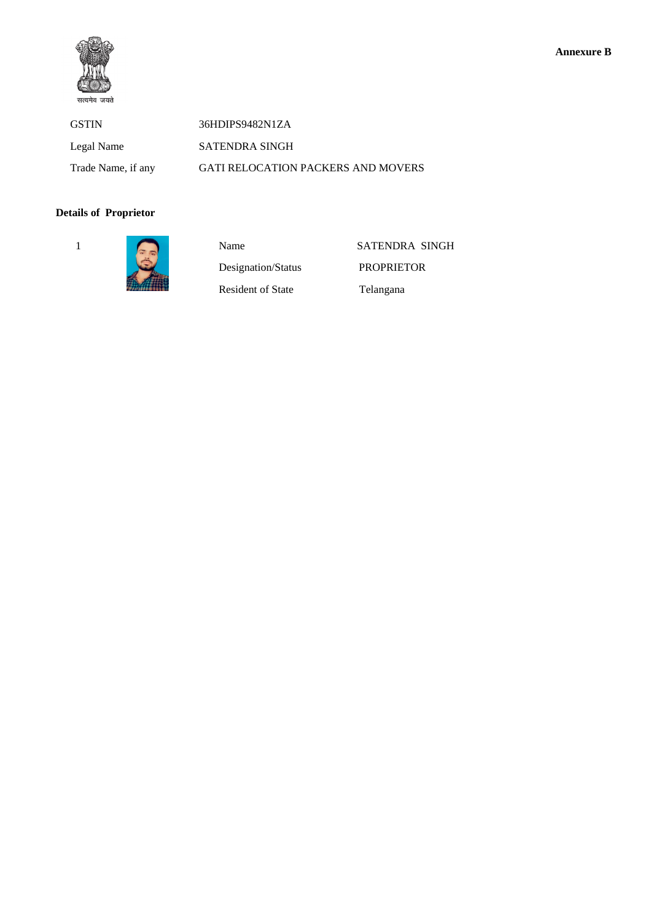**Annexure B**

सत्यमेव जयते

| | |
|---|---|
| GSTIN | 36HDIPS9482N1ZA |
| Legal Name | SATENDRA SINGH |
| Trade Name, if any | GATI RELOCATION PACKERS AND MOVERS |

**Details of Proprietor**

| | | |
|---|---|---|
| 1 | Name | SATENDRA SINGH |
| | Designation/Status | PROPRIETOR |
| | Resident of State | Telangana |